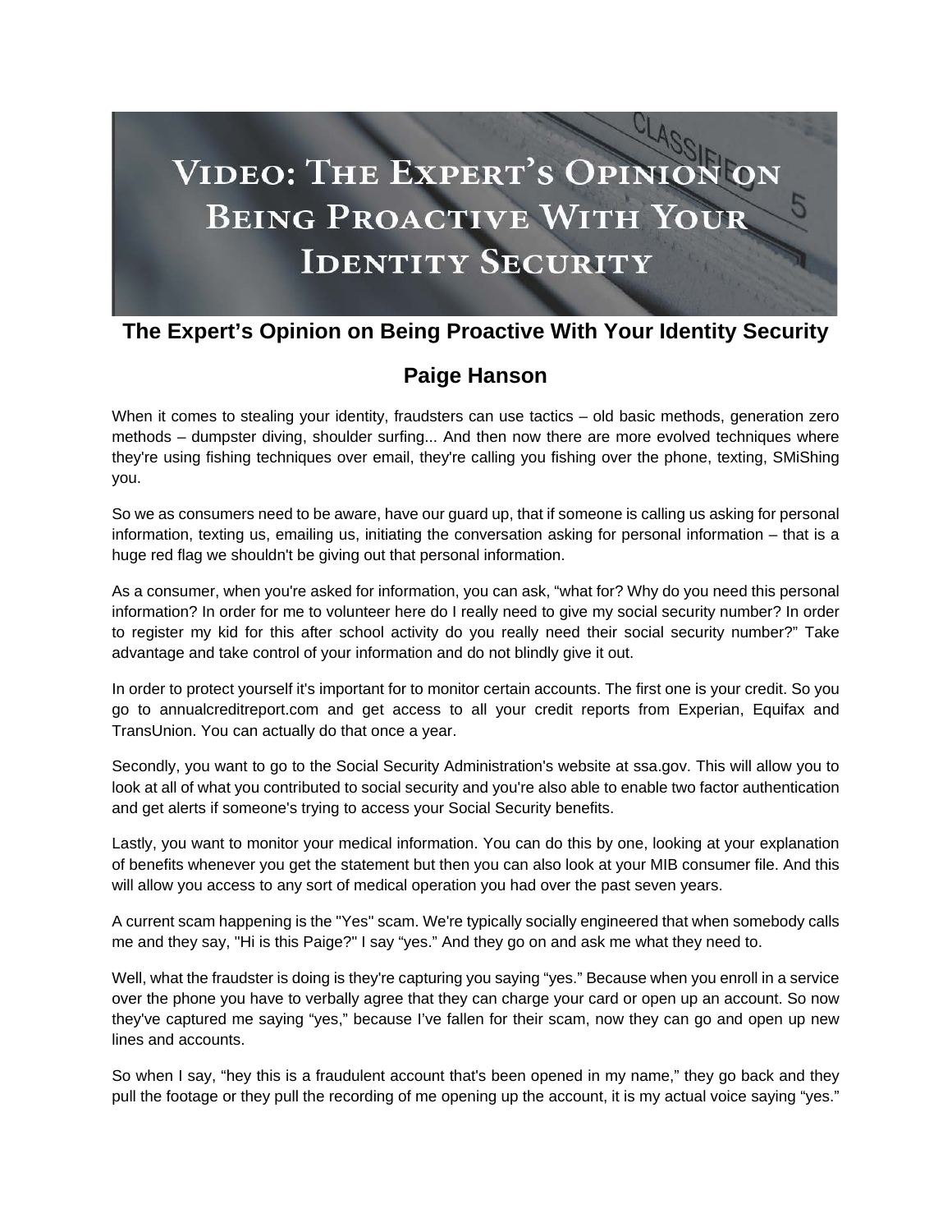# Video: The Expert's Opinion on Being Proactive With Your Identity Security

## The Expert's Opinion on Being Proactive With Your Identity Security

## Paige Hanson

When it comes to stealing your identity, fraudsters can use tactics – old basic methods, generation zero methods – dumpster diving, shoulder surfing... And then now there are more evolved techniques where they're using fishing techniques over email, they're calling you fishing over the phone, texting, SMiShing you.

So we as consumers need to be aware, have our guard up, that if someone is calling us asking for personal information, texting us, emailing us, initiating the conversation asking for personal information – that is a huge red flag we shouldn't be giving out that personal information.

As a consumer, when you're asked for information, you can ask, "what for? Why do you need this personal information? In order for me to volunteer here do I really need to give my social security number? In order to register my kid for this after school activity do you really need their social security number?" Take advantage and take control of your information and do not blindly give it out.

In order to protect yourself it's important for to monitor certain accounts. The first one is your credit. So you go to annualcreditreport.com and get access to all your credit reports from Experian, Equifax and TransUnion. You can actually do that once a year.

Secondly, you want to go to the Social Security Administration's website at ssa.gov. This will allow you to look at all of what you contributed to social security and you're also able to enable two factor authentication and get alerts if someone's trying to access your Social Security benefits.

Lastly, you want to monitor your medical information. You can do this by one, looking at your explanation of benefits whenever you get the statement but then you can also look at your MIB consumer file. And this will allow you access to any sort of medical operation you had over the past seven years.

A current scam happening is the "Yes" scam. We're typically socially engineered that when somebody calls me and they say, "Hi is this Paige?" I say "yes." And they go on and ask me what they need to.

Well, what the fraudster is doing is they're capturing you saying "yes." Because when you enroll in a service over the phone you have to verbally agree that they can charge your card or open up an account. So now they've captured me saying "yes," because I've fallen for their scam, now they can go and open up new lines and accounts.

So when I say, "hey this is a fraudulent account that's been opened in my name," they go back and they pull the footage or they pull the recording of me opening up the account, it is my actual voice saying "yes."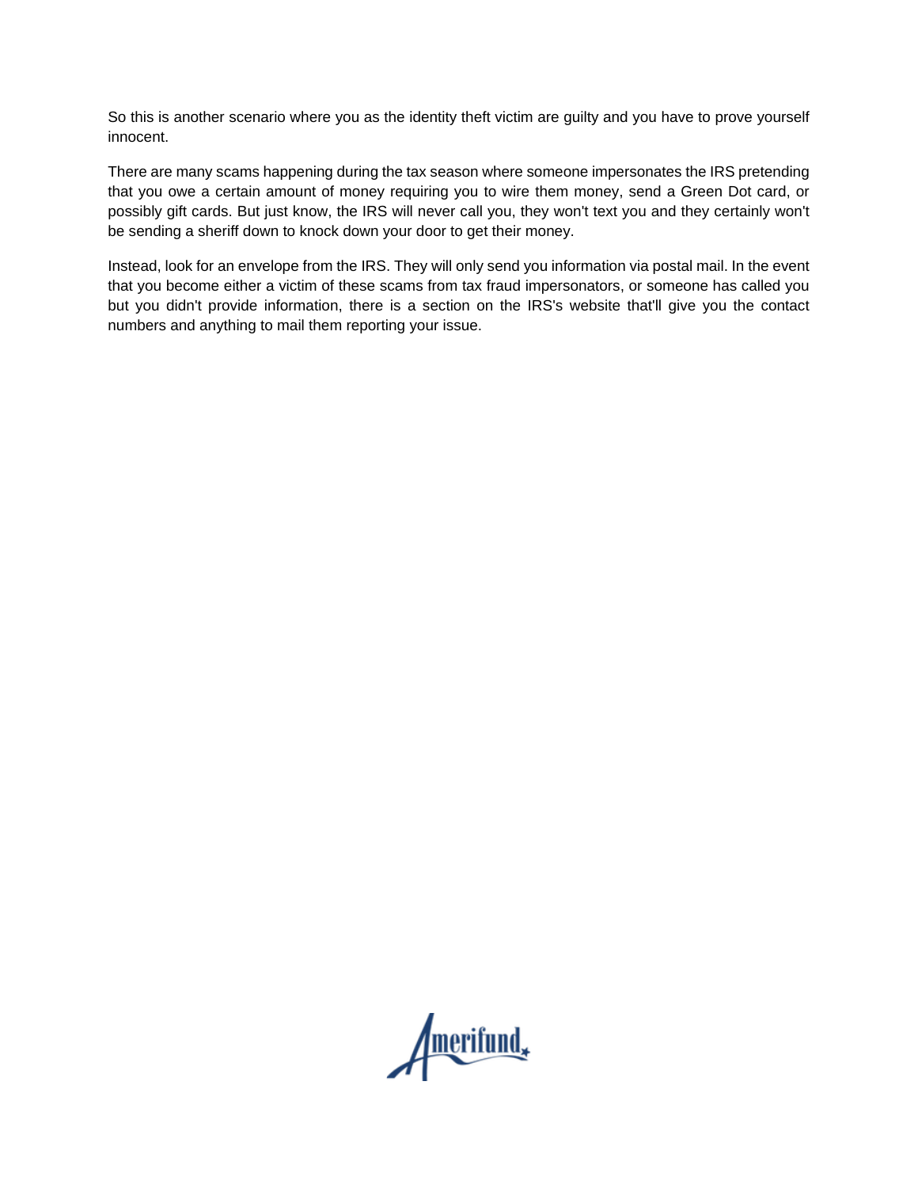So this is another scenario where you as the identity theft victim are guilty and you have to prove yourself innocent.

There are many scams happening during the tax season where someone impersonates the IRS pretending that you owe a certain amount of money requiring you to wire them money, send a Green Dot card, or possibly gift cards. But just know, the IRS will never call you, they won't text you and they certainly won't be sending a sheriff down to knock down your door to get their money.

Instead, look for an envelope from the IRS. They will only send you information via postal mail. In the event that you become either a victim of these scams from tax fraud impersonators, or someone has called you but you didn't provide information, there is a section on the IRS's website that'll give you the contact numbers and anything to mail them reporting your issue.